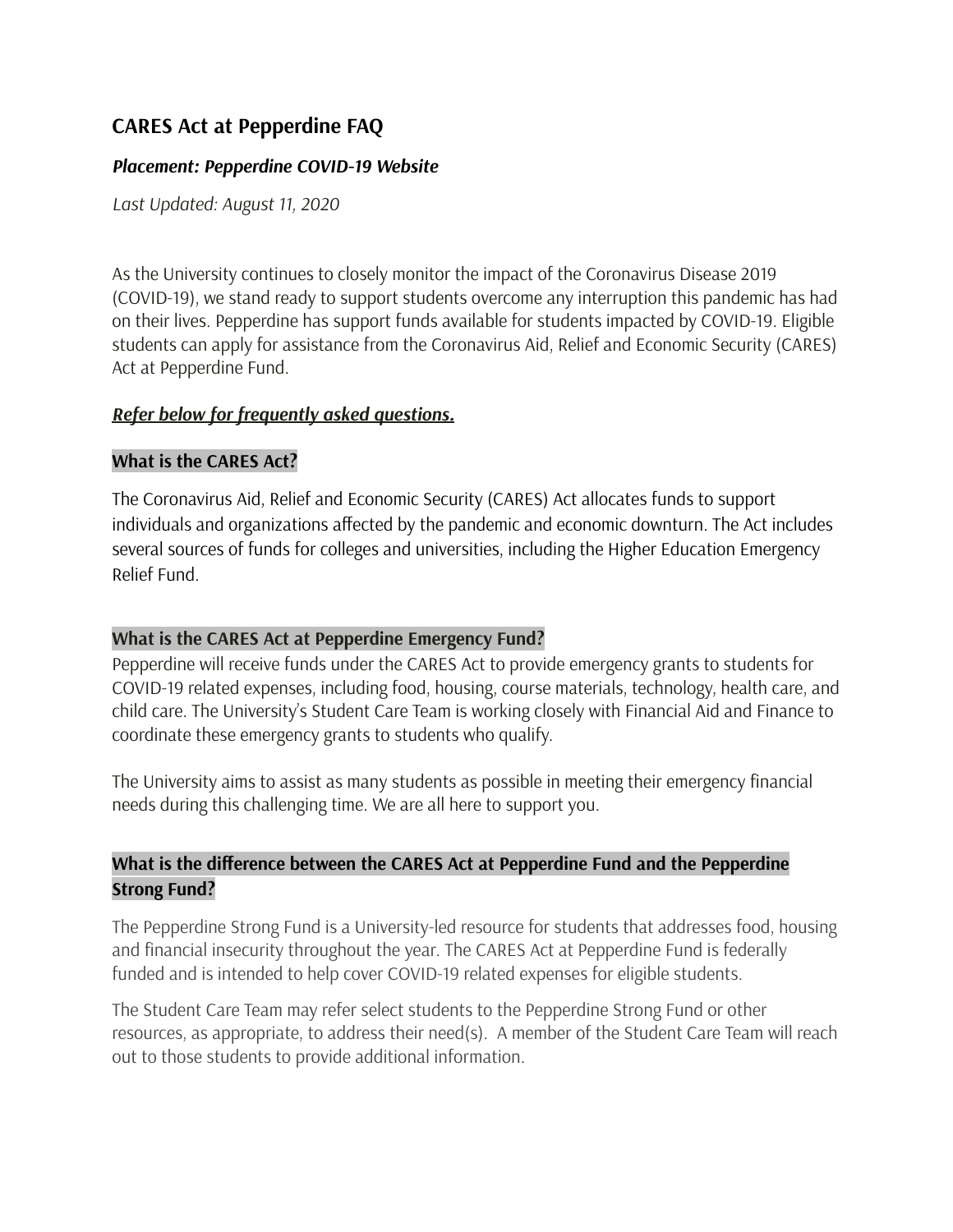## CARES Act at Pepperdine FAQ

***Placement: Pepperdine COVID-19 Website***

*Last Updated: August 11, 2020*

As the University continues to closely monitor the impact of the Coronavirus Disease 2019 (COVID-19), we stand ready to support students overcome any interruption this pandemic has had on their lives. Pepperdine has support funds available for students impacted by COVID-19. Eligible students can apply for assistance from the Coronavirus Aid, Relief and Economic Security (CARES) Act at Pepperdine Fund.

***Refer below for frequently asked questions.***

### What is the CARES Act?

The Coronavirus Aid, Relief and Economic Security (CARES) Act allocates funds to support individuals and organizations affected by the pandemic and economic downturn. The Act includes several sources of funds for colleges and universities, including the Higher Education Emergency Relief Fund.

### What is the CARES Act at Pepperdine Emergency Fund?

Pepperdine will receive funds under the CARES Act to provide emergency grants to students for COVID-19 related expenses, including food, housing, course materials, technology, health care, and child care. The University's Student Care Team is working closely with Financial Aid and Finance to coordinate these emergency grants to students who qualify.

The University aims to assist as many students as possible in meeting their emergency financial needs during this challenging time. We are all here to support you.

### What is the difference between the CARES Act at Pepperdine Fund and the Pepperdine Strong Fund?

The Pepperdine Strong Fund is a University-led resource for students that addresses food, housing and financial insecurity throughout the year. The CARES Act at Pepperdine Fund is federally funded and is intended to help cover COVID-19 related expenses for eligible students.

The Student Care Team may refer select students to the Pepperdine Strong Fund or other resources, as appropriate, to address their need(s). A member of the Student Care Team will reach out to those students to provide additional information.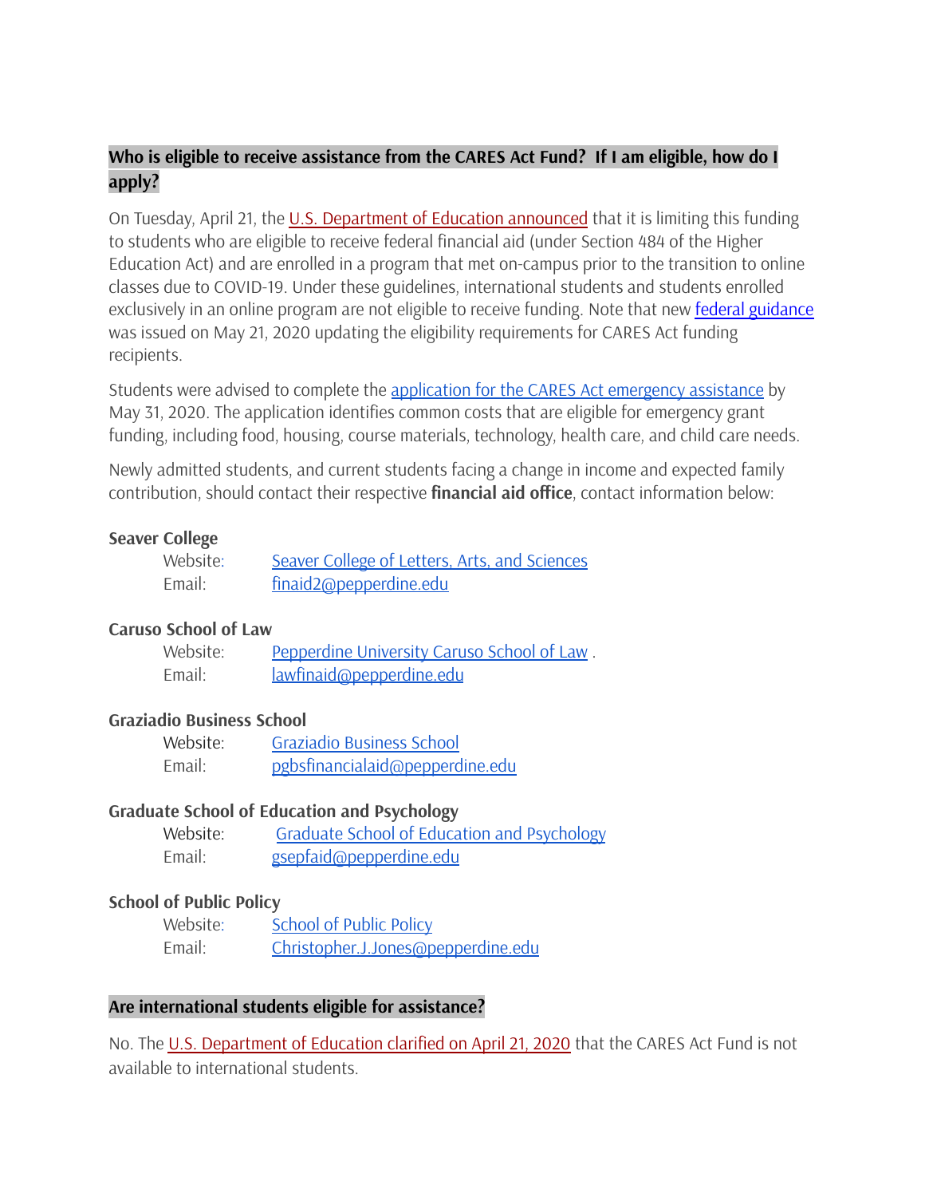## Who is eligible to receive assistance from the CARES Act Fund? If I am eligible, how do I apply?

On Tuesday, April 21, the U.S. Department of Education announced that it is limiting this funding to students who are eligible to receive federal financial aid (under Section 484 of the Higher Education Act) and are enrolled in a program that met on-campus prior to the transition to online classes due to COVID-19. Under these guidelines, international students and students enrolled exclusively in an online program are not eligible to receive funding. Note that new federal guidance was issued on May 21, 2020 updating the eligibility requirements for CARES Act funding recipients.

Students were advised to complete the application for the CARES Act emergency assistance by May 31, 2020. The application identifies common costs that are eligible for emergency grant funding, including food, housing, course materials, technology, health care, and child care needs.

Newly admitted students, and current students facing a change in income and expected family contribution, should contact their respective **financial aid office**, contact information below:

**Seaver College**

Website: Seaver College of Letters, Arts, and Sciences
Email: finaid2@pepperdine.edu

**Caruso School of Law**

Website: Pepperdine University Caruso School of Law .
Email: lawfinaid@pepperdine.edu

**Graziadio Business School**

Website: Graziadio Business School
Email: pgbsfinancialaid@pepperdine.edu

**Graduate School of Education and Psychology**

Website: Graduate School of Education and Psychology
Email: gsepfaid@pepperdine.edu

**School of Public Policy**

Website: School of Public Policy
Email: Christopher.J.Jones@pepperdine.edu

## Are international students eligible for assistance?

No. The U.S. Department of Education clarified on April 21, 2020 that the CARES Act Fund is not available to international students.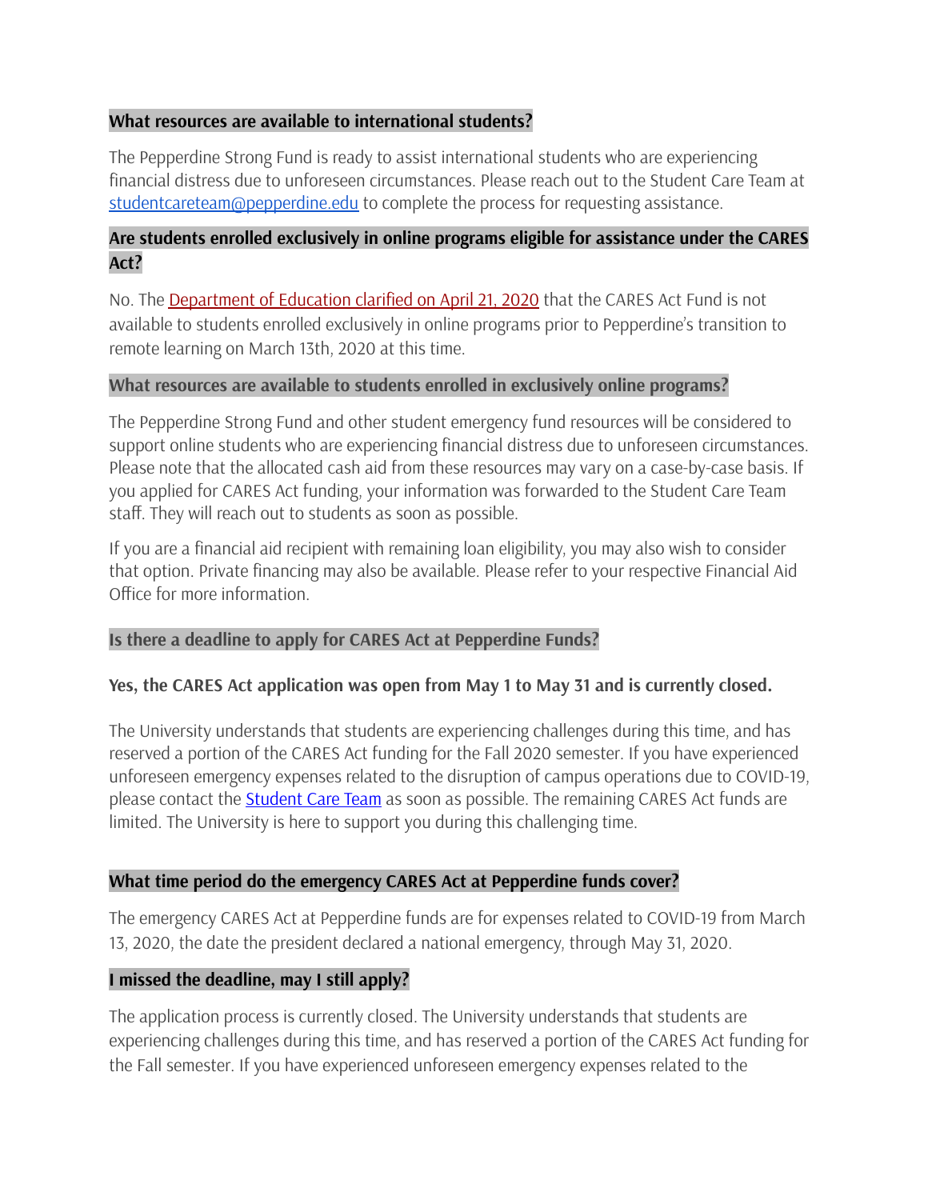**What resources are available to international students?**

The Pepperdine Strong Fund is ready to assist international students who are experiencing financial distress due to unforeseen circumstances. Please reach out to the Student Care Team at studentcareteam@pepperdine.edu to complete the process for requesting assistance.

**Are students enrolled exclusively in online programs eligible for assistance under the CARES Act?**

No. The Department of Education clarified on April 21, 2020 that the CARES Act Fund is not available to students enrolled exclusively in online programs prior to Pepperdine's transition to remote learning on March 13th, 2020 at this time.

**What resources are available to students enrolled in exclusively online programs?**

The Pepperdine Strong Fund and other student emergency fund resources will be considered to support online students who are experiencing financial distress due to unforeseen circumstances. Please note that the allocated cash aid from these resources may vary on a case-by-case basis. If you applied for CARES Act funding, your information was forwarded to the Student Care Team staff. They will reach out to students as soon as possible.

If you are a financial aid recipient with remaining loan eligibility, you may also wish to consider that option. Private financing may also be available. Please refer to your respective Financial Aid Office for more information.

**Is there a deadline to apply for CARES Act at Pepperdine Funds?**

**Yes, the CARES Act application was open from May 1 to May 31 and is currently closed.**

The University understands that students are experiencing challenges during this time, and has reserved a portion of the CARES Act funding for the Fall 2020 semester. If you have experienced unforeseen emergency expenses related to the disruption of campus operations due to COVID-19, please contact the Student Care Team as soon as possible. The remaining CARES Act funds are limited. The University is here to support you during this challenging time.

**What time period do the emergency CARES Act at Pepperdine funds cover?**

The emergency CARES Act at Pepperdine funds are for expenses related to COVID-19 from March 13, 2020, the date the president declared a national emergency, through May 31, 2020.

**I missed the deadline, may I still apply?**

The application process is currently closed. The University understands that students are experiencing challenges during this time, and has reserved a portion of the CARES Act funding for the Fall semester. If you have experienced unforeseen emergency expenses related to the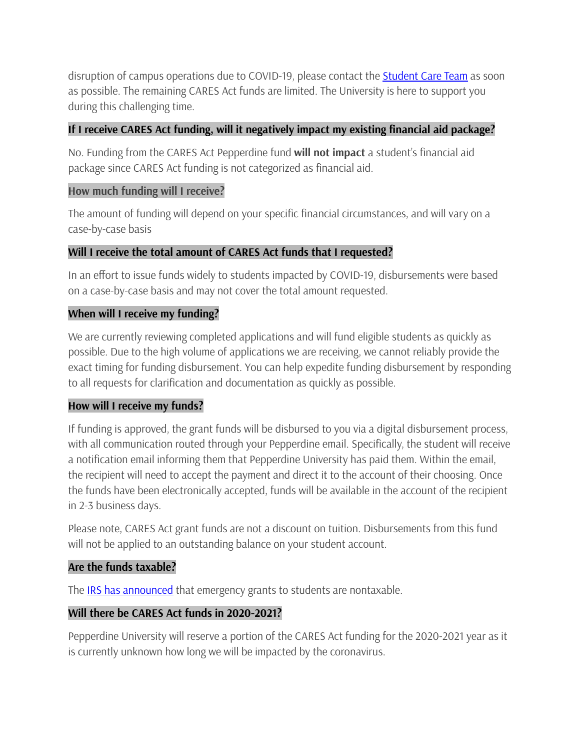disruption of campus operations due to COVID-19, please contact the [Student Care Team] as soon as possible. The remaining CARES Act funds are limited. The University is here to support you during this challenging time.

### If I receive CARES Act funding, will it negatively impact my existing financial aid package?

No. Funding from the CARES Act Pepperdine fund **will not impact** a student's financial aid package since CARES Act funding is not categorized as financial aid.

### How much funding will I receive?

The amount of funding will depend on your specific financial circumstances, and will vary on a case-by-case basis

### Will I receive the total amount of CARES Act funds that I requested?

In an effort to issue funds widely to students impacted by COVID-19, disbursements were based on a case-by-case basis and may not cover the total amount requested.

### When will I receive my funding?

We are currently reviewing completed applications and will fund eligible students as quickly as possible. Due to the high volume of applications we are receiving, we cannot reliably provide the exact timing for funding disbursement. You can help expedite funding disbursement by responding to all requests for clarification and documentation as quickly as possible.

### How will I receive my funds?

If funding is approved, the grant funds will be disbursed to you via a digital disbursement process, with all communication routed through your Pepperdine email. Specifically, the student will receive a notification email informing them that Pepperdine University has paid them. Within the email, the recipient will need to accept the payment and direct it to the account of their choosing. Once the funds have been electronically accepted, funds will be available in the account of the recipient in 2-3 business days.

Please note, CARES Act grant funds are not a discount on tuition. Disbursements from this fund will not be applied to an outstanding balance on your student account.

### Are the funds taxable?

The [IRS has announced] that emergency grants to students are nontaxable.

### Will there be CARES Act funds in 2020-2021?

Pepperdine University will reserve a portion of the CARES Act funding for the 2020-2021 year as it is currently unknown how long we will be impacted by the coronavirus.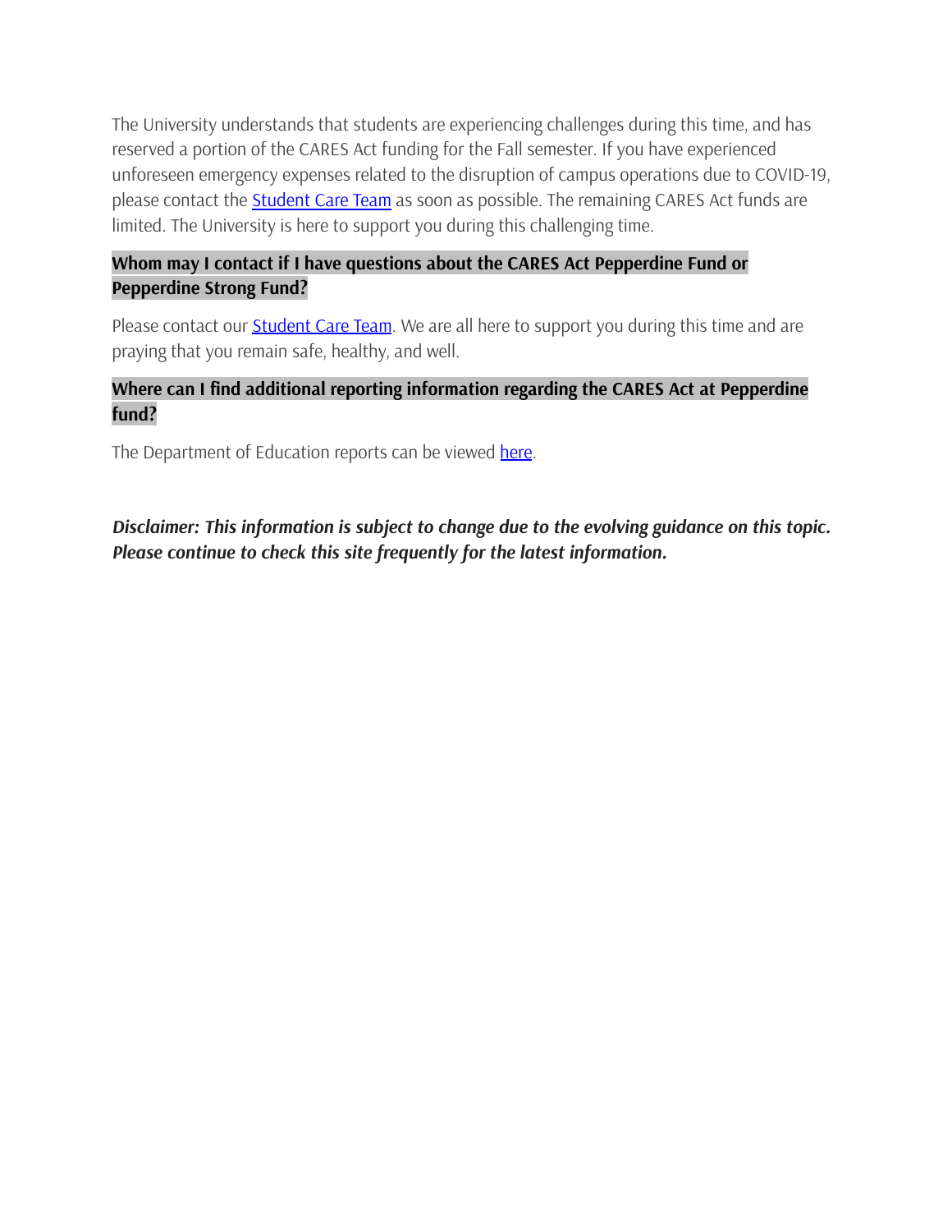The University understands that students are experiencing challenges during this time, and has reserved a portion of the CARES Act funding for the Fall semester. If you have experienced unforeseen emergency expenses related to the disruption of campus operations due to COVID-19, please contact the Student Care Team as soon as possible. The remaining CARES Act funds are limited. The University is here to support you during this challenging time.

**Whom may I contact if I have questions about the CARES Act Pepperdine Fund or Pepperdine Strong Fund?**

Please contact our Student Care Team. We are all here to support you during this time and are praying that you remain safe, healthy, and well.

**Where can I find additional reporting information regarding the CARES Act at Pepperdine fund?**

The Department of Education reports can be viewed here.

***Disclaimer: This information is subject to change due to the evolving guidance on this topic. Please continue to check this site frequently for the latest information.***